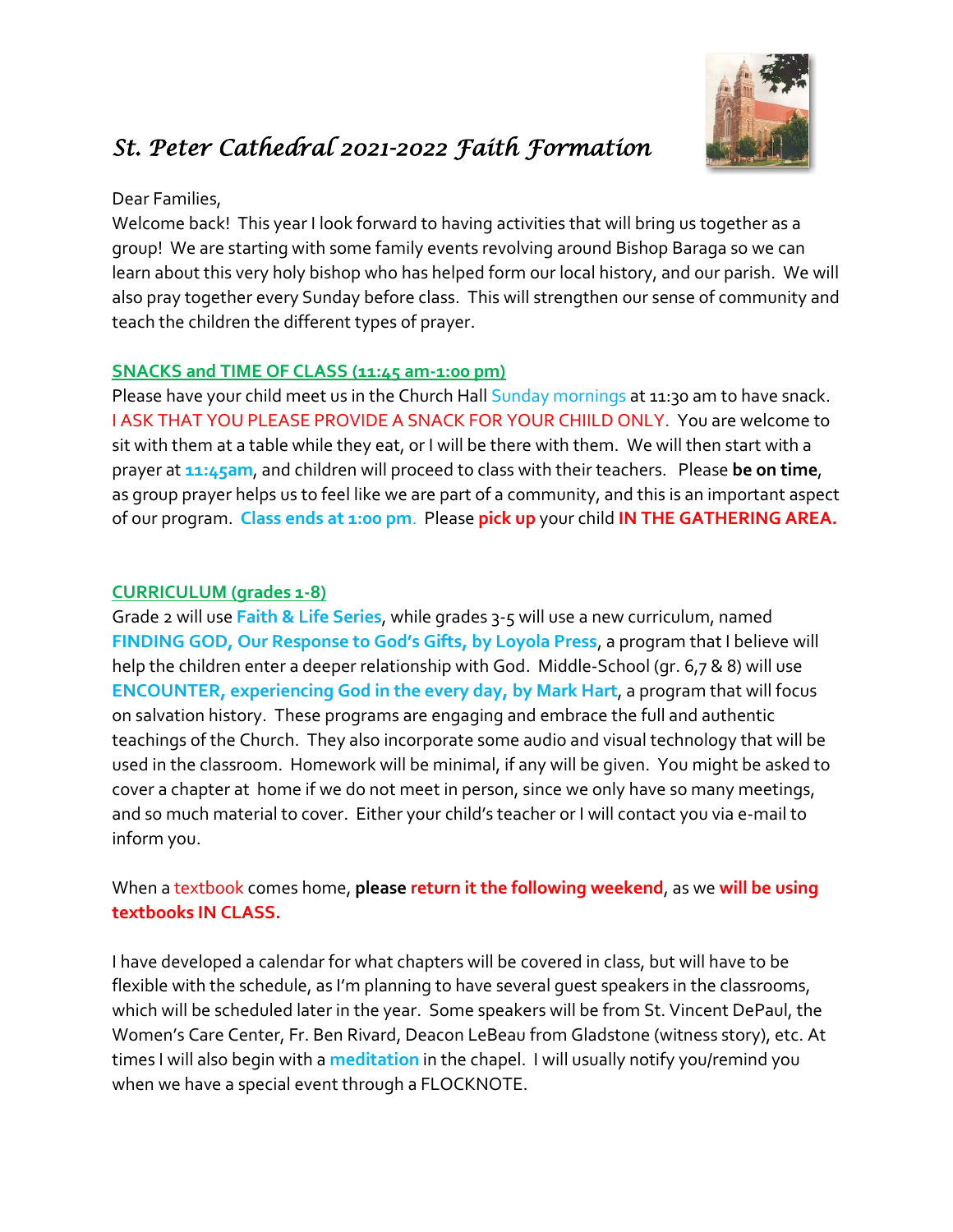# *St. Peter Cathedral 2021-2022 Faith Formation*

Dear Families,

Welcome back! This year I look forward to having activities that will bring us together as a group! We are starting with some family events revolving around Bishop Baraga so we can learn about this very holy bishop who has helped form our local history, and our parish. We will also pray together every Sunday before class. This will strengthen our sense of community and teach the children the different types of prayer.

## SNACKS and TIME OF CLASS (11:45 am-1:00 pm)

Please have your child meet us in the Church Hall Sunday mornings at 11:30 am to have snack. I ASK THAT YOU PLEASE PROVIDE A SNACK FOR YOUR CHIILD ONLY. You are welcome to sit with them at a table while they eat, or I will be there with them. We will then start with a prayer at **11:45am**, and children will proceed to class with their teachers. Please **be on time**, as group prayer helps us to feel like we are part of a community, and this is an important aspect of our program. **Class ends at 1:00 pm**. Please **pick up** your child **IN THE GATHERING AREA.**

## CURRICULUM (grades 1-8)

Grade 2 will use **Faith & Life Series**, while grades 3-5 will use a new curriculum, named **FINDING GOD, Our Response to God's Gifts, by Loyola Press**, a program that I believe will help the children enter a deeper relationship with God. Middle-School (gr. 6,7 & 8) will use **ENCOUNTER, experiencing God in the every day, by Mark Hart**, a program that will focus on salvation history. These programs are engaging and embrace the full and authentic teachings of the Church. They also incorporate some audio and visual technology that will be used in the classroom. Homework will be minimal, if any will be given. You might be asked to cover a chapter at home if we do not meet in person, since we only have so many meetings, and so much material to cover. Either your child's teacher or I will contact you via e-mail to inform you.

When a textbook comes home, **please return it the following weekend**, as we **will be using textbooks IN CLASS.**

I have developed a calendar for what chapters will be covered in class, but will have to be flexible with the schedule, as I'm planning to have several guest speakers in the classrooms, which will be scheduled later in the year. Some speakers will be from St. Vincent DePaul, the Women's Care Center, Fr. Ben Rivard, Deacon LeBeau from Gladstone (witness story), etc. At times I will also begin with a **meditation** in the chapel. I will usually notify you/remind you when we have a special event through a FLOCKNOTE.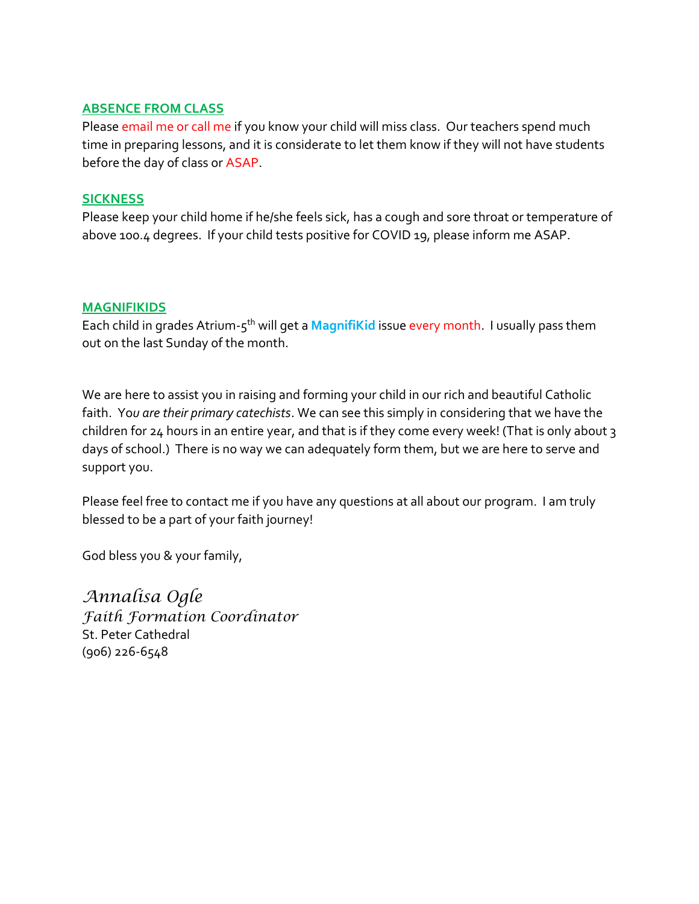## ABSENCE FROM CLASS

Please email me or call me if you know your child will miss class. Our teachers spend much time in preparing lessons, and it is considerate to let them know if they will not have students before the day of class or ASAP.

## SICKNESS

Please keep your child home if he/she feels sick, has a cough and sore throat or temperature of above 100.4 degrees. If your child tests positive for COVID 19, please inform me ASAP.

## MAGNIFIKIDS

Each child in grades Atrium-5th will get a **MagnifiKid** issue every month. I usually pass them out on the last Sunday of the month.

We are here to assist you in raising and forming your child in our rich and beautiful Catholic faith. Y*ou are their primary catechists*. We can see this simply in considering that we have the children for 24 hours in an entire year, and that is if they come every week! (That is only about 3 days of school.) There is no way we can adequately form them, but we are here to serve and support you.

Please feel free to contact me if you have any questions at all about our program. I am truly blessed to be a part of your faith journey!

God bless you & your family,

*Annalisa Ogle*
*Faith Formation Coordinator*
St. Peter Cathedral
(906) 226-6548